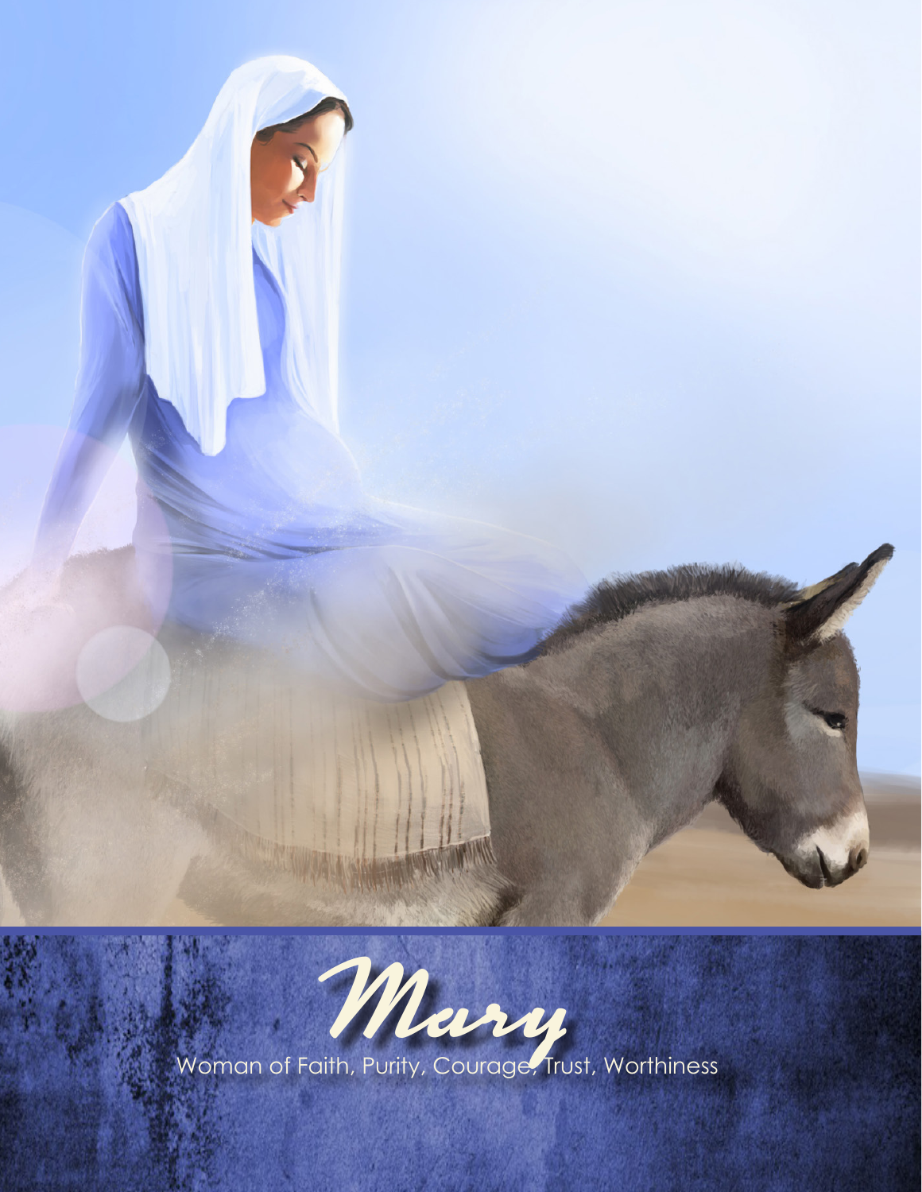# Mary

Woman of Faith, Purity, Courage, Trust, Worthiness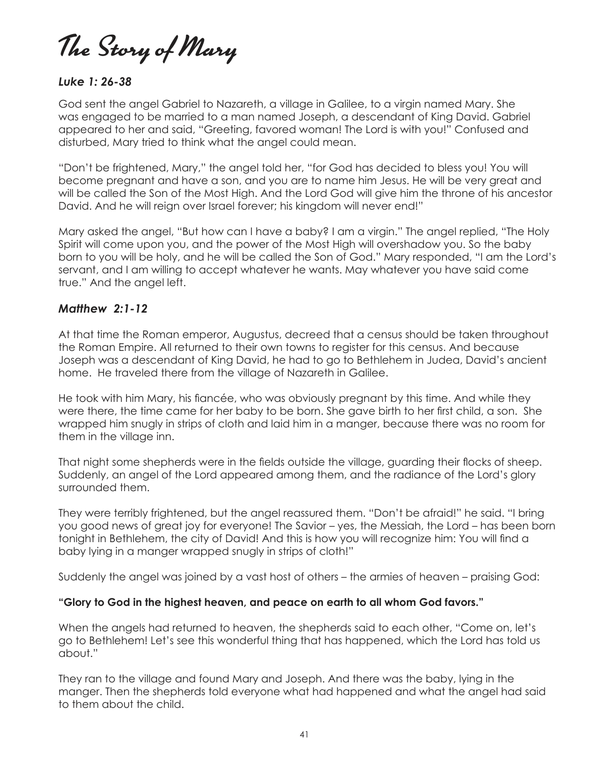# The Story of Mary

### *Luke 1: 26-38*

God sent the angel Gabriel to Nazareth, a village in Galilee, to a virgin named Mary. She was engaged to be married to a man named Joseph, a descendant of King David. Gabriel appeared to her and said, "Greeting, favored woman! The Lord is with you!" Confused and disturbed, Mary tried to think what the angel could mean.

"Don't be frightened, Mary," the angel told her, "for God has decided to bless you! You will become pregnant and have a son, and you are to name him Jesus. He will be very great and will be called the Son of the Most High. And the Lord God will give him the throne of his ancestor David. And he will reign over Israel forever; his kingdom will never end!"

Mary asked the angel, "But how can I have a baby? I am a virgin." The angel replied, "The Holy Spirit will come upon you, and the power of the Most High will overshadow you. So the baby born to you will be holy, and he will be called the Son of God." Mary responded, "I am the Lord's servant, and I am willing to accept whatever he wants. May whatever you have said come true." And the angel left.

### *Matthew 2:1-12*

At that time the Roman emperor, Augustus, decreed that a census should be taken throughout the Roman Empire. All returned to their own towns to register for this census. And because Joseph was a descendant of King David, he had to go to Bethlehem in Judea, David's ancient home. He traveled there from the village of Nazareth in Galilee.

He took with him Mary, his fiancée, who was obviously pregnant by this time. And while they were there, the time came for her baby to be born. She gave birth to her first child, a son. She wrapped him snugly in strips of cloth and laid him in a manger, because there was no room for them in the village inn.

That night some shepherds were in the fields outside the village, guarding their flocks of sheep. Suddenly, an angel of the Lord appeared among them, and the radiance of the Lord's glory surrounded them.

They were terribly frightened, but the angel reassured them. "Don't be afraid!" he said. "I bring you good news of great joy for everyone! The Savior – yes, the Messiah, the Lord – has been born tonight in Bethlehem, the city of David! And this is how you will recognize him: You will find a baby lying in a manger wrapped snugly in strips of cloth!"

Suddenly the angel was joined by a vast host of others – the armies of heaven – praising God:

**"Glory to God in the highest heaven, and peace on earth to all whom God favors."**

When the angels had returned to heaven, the shepherds said to each other, "Come on, let's go to Bethlehem! Let's see this wonderful thing that has happened, which the Lord has told us about."

They ran to the village and found Mary and Joseph. And there was the baby, lying in the manger. Then the shepherds told everyone what had happened and what the angel had said to them about the child.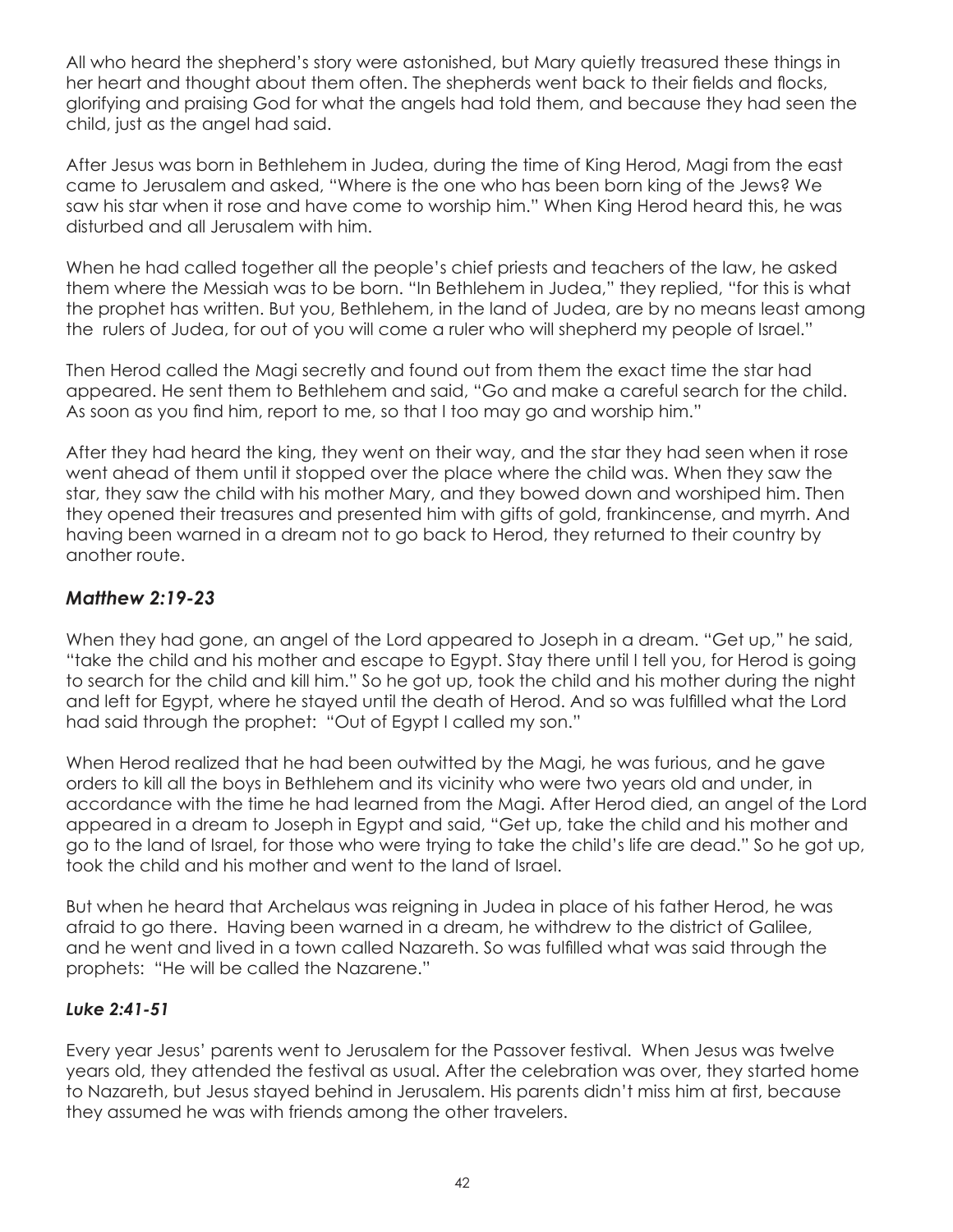All who heard the shepherd's story were astonished, but Mary quietly treasured these things in her heart and thought about them often. The shepherds went back to their fields and flocks, glorifying and praising God for what the angels had told them, and because they had seen the child, just as the angel had said.

After Jesus was born in Bethlehem in Judea, during the time of King Herod, Magi from the east came to Jerusalem and asked, "Where is the one who has been born king of the Jews? We saw his star when it rose and have come to worship him." When King Herod heard this, he was disturbed and all Jerusalem with him.

When he had called together all the people's chief priests and teachers of the law, he asked them where the Messiah was to be born. "In Bethlehem in Judea," they replied, "for this is what the prophet has written. But you, Bethlehem, in the land of Judea, are by no means least among the rulers of Judea, for out of you will come a ruler who will shepherd my people of Israel."

Then Herod called the Magi secretly and found out from them the exact time the star had appeared. He sent them to Bethlehem and said, "Go and make a careful search for the child. As soon as you find him, report to me, so that I too may go and worship him."

After they had heard the king, they went on their way, and the star they had seen when it rose went ahead of them until it stopped over the place where the child was. When they saw the star, they saw the child with his mother Mary, and they bowed down and worshiped him. Then they opened their treasures and presented him with gifts of gold, frankincense, and myrrh. And having been warned in a dream not to go back to Herod, they returned to their country by another route.

### *Matthew 2:19-23*

When they had gone, an angel of the Lord appeared to Joseph in a dream. "Get up," he said, "take the child and his mother and escape to Egypt. Stay there until I tell you, for Herod is going to search for the child and kill him." So he got up, took the child and his mother during the night and left for Egypt, where he stayed until the death of Herod. And so was fulfilled what the Lord had said through the prophet: "Out of Egypt I called my son."

When Herod realized that he had been outwitted by the Magi, he was furious, and he gave orders to kill all the boys in Bethlehem and its vicinity who were two years old and under, in accordance with the time he had learned from the Magi. After Herod died, an angel of the Lord appeared in a dream to Joseph in Egypt and said, "Get up, take the child and his mother and go to the land of Israel, for those who were trying to take the child's life are dead." So he got up, took the child and his mother and went to the land of Israel.

But when he heard that Archelaus was reigning in Judea in place of his father Herod, he was afraid to go there. Having been warned in a dream, he withdrew to the district of Galilee, and he went and lived in a town called Nazareth. So was fulfilled what was said through the prophets: "He will be called the Nazarene."

### *Luke 2:41-51*

Every year Jesus' parents went to Jerusalem for the Passover festival. When Jesus was twelve years old, they attended the festival as usual. After the celebration was over, they started home to Nazareth, but Jesus stayed behind in Jerusalem. His parents didn't miss him at first, because they assumed he was with friends among the other travelers.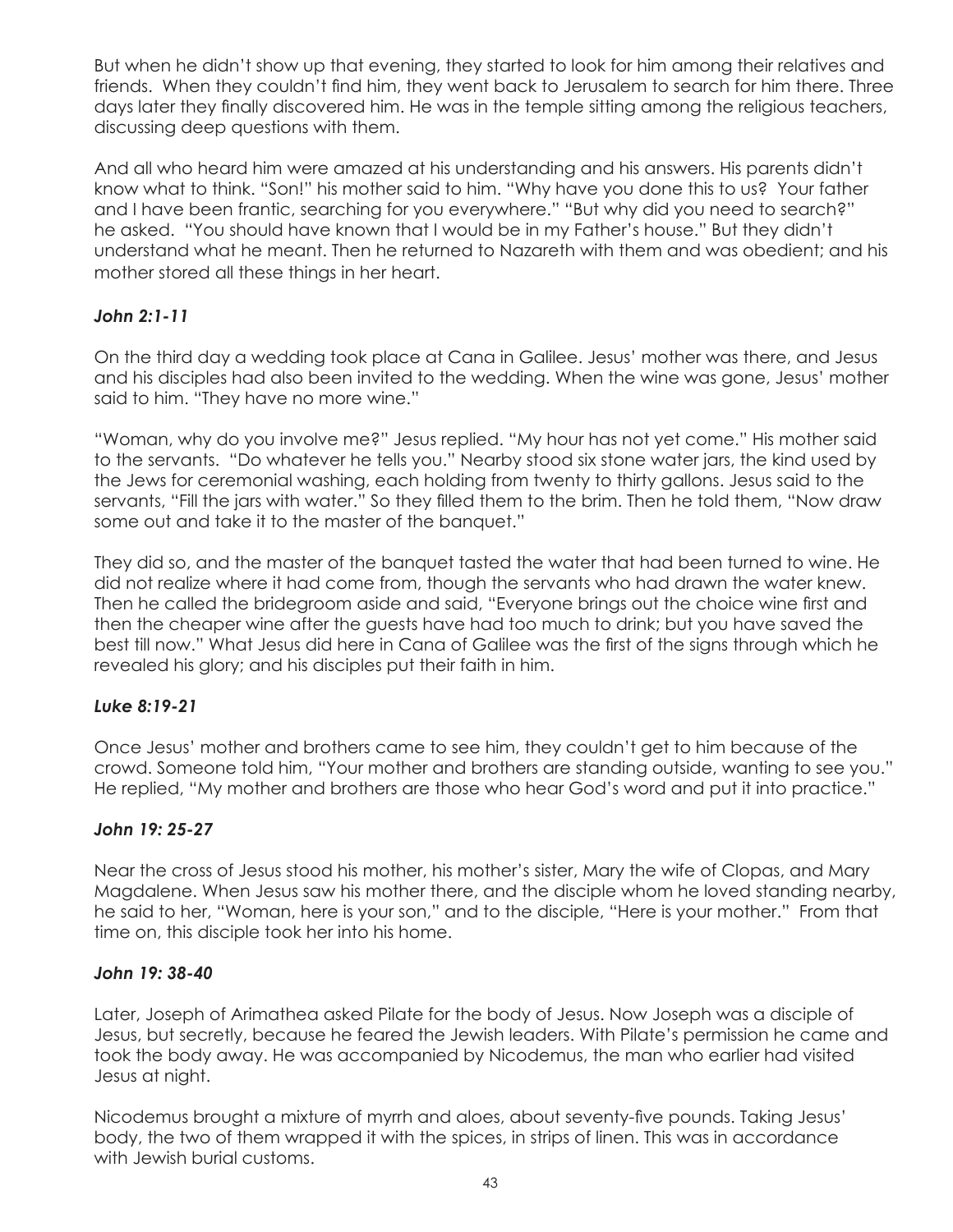But when he didn't show up that evening, they started to look for him among their relatives and friends. When they couldn't find him, they went back to Jerusalem to search for him there. Three days later they finally discovered him. He was in the temple sitting among the religious teachers, discussing deep questions with them.

And all who heard him were amazed at his understanding and his answers. His parents didn't know what to think. "Son!" his mother said to him. "Why have you done this to us? Your father and I have been frantic, searching for you everywhere." "But why did you need to search?" he asked. "You should have known that I would be in my Father's house." But they didn't understand what he meant. Then he returned to Nazareth with them and was obedient; and his mother stored all these things in her heart.

### *John 2:1-11*

On the third day a wedding took place at Cana in Galilee. Jesus' mother was there, and Jesus and his disciples had also been invited to the wedding. When the wine was gone, Jesus' mother said to him. "They have no more wine."

"Woman, why do you involve me?" Jesus replied. "My hour has not yet come." His mother said to the servants. "Do whatever he tells you." Nearby stood six stone water jars, the kind used by the Jews for ceremonial washing, each holding from twenty to thirty gallons. Jesus said to the servants, "Fill the jars with water." So they filled them to the brim. Then he told them, "Now draw some out and take it to the master of the banquet."

They did so, and the master of the banquet tasted the water that had been turned to wine. He did not realize where it had come from, though the servants who had drawn the water knew. Then he called the bridegroom aside and said, "Everyone brings out the choice wine first and then the cheaper wine after the guests have had too much to drink; but you have saved the best till now." What Jesus did here in Cana of Galilee was the first of the signs through which he revealed his glory; and his disciples put their faith in him.

### *Luke 8:19-21*

Once Jesus' mother and brothers came to see him, they couldn't get to him because of the crowd. Someone told him, "Your mother and brothers are standing outside, wanting to see you." He replied, "My mother and brothers are those who hear God's word and put it into practice."

### *John 19: 25-27*

Near the cross of Jesus stood his mother, his mother's sister, Mary the wife of Clopas, and Mary Magdalene. When Jesus saw his mother there, and the disciple whom he loved standing nearby, he said to her, "Woman, here is your son," and to the disciple, "Here is your mother." From that time on, this disciple took her into his home.

### *John 19: 38-40*

Later, Joseph of Arimathea asked Pilate for the body of Jesus. Now Joseph was a disciple of Jesus, but secretly, because he feared the Jewish leaders. With Pilate's permission he came and took the body away. He was accompanied by Nicodemus, the man who earlier had visited Jesus at night.

Nicodemus brought a mixture of myrrh and aloes, about seventy-five pounds. Taking Jesus' body, the two of them wrapped it with the spices, in strips of linen. This was in accordance with Jewish burial customs.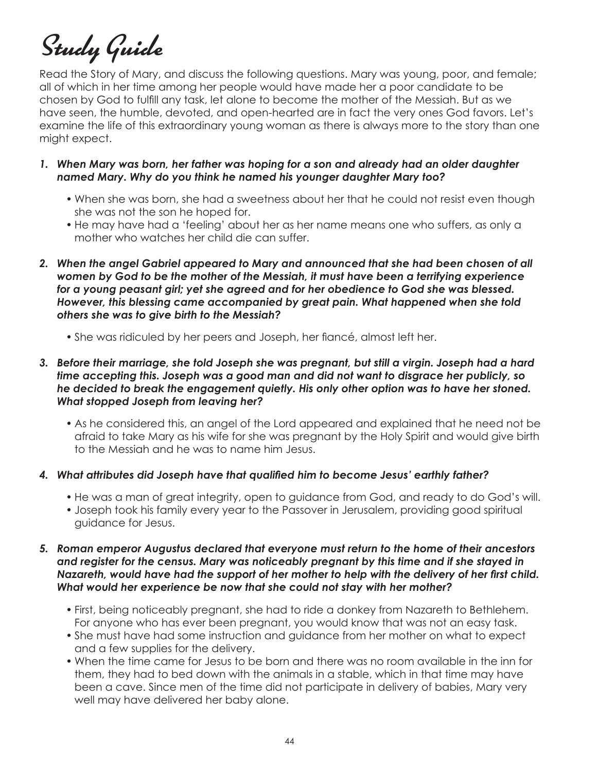# Study Guide

Read the Story of Mary, and discuss the following questions. Mary was young, poor, and female; all of which in her time among her people would have made her a poor candidate to be chosen by God to fulfill any task, let alone to become the mother of the Messiah. But as we have seen, the humble, devoted, and open-hearted are in fact the very ones God favors. Let's examine the life of this extraordinary young woman as there is always more to the story than one might expect.

1. ***When Mary was born, her father was hoping for a son and already had an older daughter named Mary. Why do you think he named his younger daughter Mary too?***
   - When she was born, she had a sweetness about her that he could not resist even though she was not the son he hoped for.
   - He may have had a 'feeling' about her as her name means one who suffers, as only a mother who watches her child die can suffer.

2. ***When the angel Gabriel appeared to Mary and announced that she had been chosen of all women by God to be the mother of the Messiah, it must have been a terrifying experience for a young peasant girl; yet she agreed and for her obedience to God she was blessed. However, this blessing came accompanied by great pain. What happened when she told others she was to give birth to the Messiah?***
   - She was ridiculed by her peers and Joseph, her fiancé, almost left her.

3. ***Before their marriage, she told Joseph she was pregnant, but still a virgin. Joseph had a hard time accepting this. Joseph was a good man and did not want to disgrace her publicly, so he decided to break the engagement quietly. His only other option was to have her stoned. What stopped Joseph from leaving her?***
   - As he considered this, an angel of the Lord appeared and explained that he need not be afraid to take Mary as his wife for she was pregnant by the Holy Spirit and would give birth to the Messiah and he was to name him Jesus.

4. ***What attributes did Joseph have that qualified him to become Jesus' earthly father?***
   - He was a man of great integrity, open to guidance from God, and ready to do God's will.
   - Joseph took his family every year to the Passover in Jerusalem, providing good spiritual guidance for Jesus.

5. ***Roman emperor Augustus declared that everyone must return to the home of their ancestors and register for the census. Mary was noticeably pregnant by this time and if she stayed in Nazareth, would have had the support of her mother to help with the delivery of her first child. What would her experience be now that she could not stay with her mother?***
   - First, being noticeably pregnant, she had to ride a donkey from Nazareth to Bethlehem. For anyone who has ever been pregnant, you would know that was not an easy task.
   - She must have had some instruction and guidance from her mother on what to expect and a few supplies for the delivery.
   - When the time came for Jesus to be born and there was no room available in the inn for them, they had to bed down with the animals in a stable, which in that time may have been a cave. Since men of the time did not participate in delivery of babies, Mary very well may have delivered her baby alone.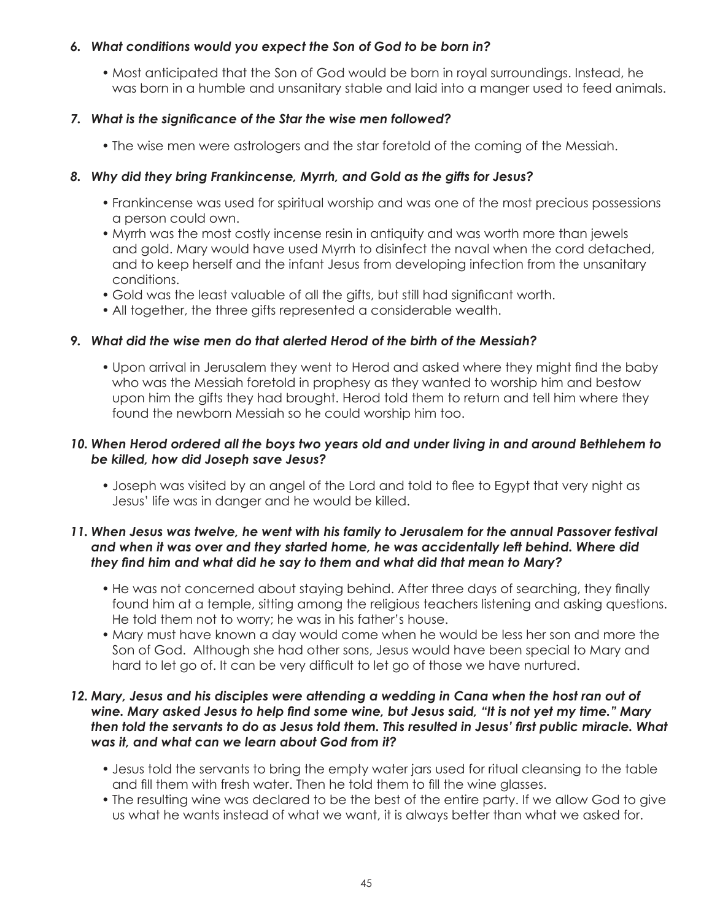***6. What conditions would you expect the Son of God to be born in?***

- Most anticipated that the Son of God would be born in royal surroundings. Instead, he was born in a humble and unsanitary stable and laid into a manger used to feed animals.

***7. What is the significance of the Star the wise men followed?***

- The wise men were astrologers and the star foretold of the coming of the Messiah.

***8. Why did they bring Frankincense, Myrrh, and Gold as the gifts for Jesus?***

- Frankincense was used for spiritual worship and was one of the most precious possessions a person could own.
- Myrrh was the most costly incense resin in antiquity and was worth more than jewels and gold. Mary would have used Myrrh to disinfect the naval when the cord detached, and to keep herself and the infant Jesus from developing infection from the unsanitary conditions.
- Gold was the least valuable of all the gifts, but still had significant worth.
- All together, the three gifts represented a considerable wealth.

***9. What did the wise men do that alerted Herod of the birth of the Messiah?***

- Upon arrival in Jerusalem they went to Herod and asked where they might find the baby who was the Messiah foretold in prophesy as they wanted to worship him and bestow upon him the gifts they had brought. Herod told them to return and tell him where they found the newborn Messiah so he could worship him too.

***10. When Herod ordered all the boys two years old and under living in and around Bethlehem to be killed, how did Joseph save Jesus?***

- Joseph was visited by an angel of the Lord and told to flee to Egypt that very night as Jesus' life was in danger and he would be killed.

***11. When Jesus was twelve, he went with his family to Jerusalem for the annual Passover festival and when it was over and they started home, he was accidentally left behind. Where did they find him and what did he say to them and what did that mean to Mary?***

- He was not concerned about staying behind. After three days of searching, they finally found him at a temple, sitting among the religious teachers listening and asking questions. He told them not to worry; he was in his father's house.
- Mary must have known a day would come when he would be less her son and more the Son of God. Although she had other sons, Jesus would have been special to Mary and hard to let go of. It can be very difficult to let go of those we have nurtured.

***12. Mary, Jesus and his disciples were attending a wedding in Cana when the host ran out of wine. Mary asked Jesus to help find some wine, but Jesus said, "It is not yet my time." Mary then told the servants to do as Jesus told them. This resulted in Jesus' first public miracle. What was it, and what can we learn about God from it?***

- Jesus told the servants to bring the empty water jars used for ritual cleansing to the table and fill them with fresh water. Then he told them to fill the wine glasses.
- The resulting wine was declared to be the best of the entire party. If we allow God to give us what he wants instead of what we want, it is always better than what we asked for.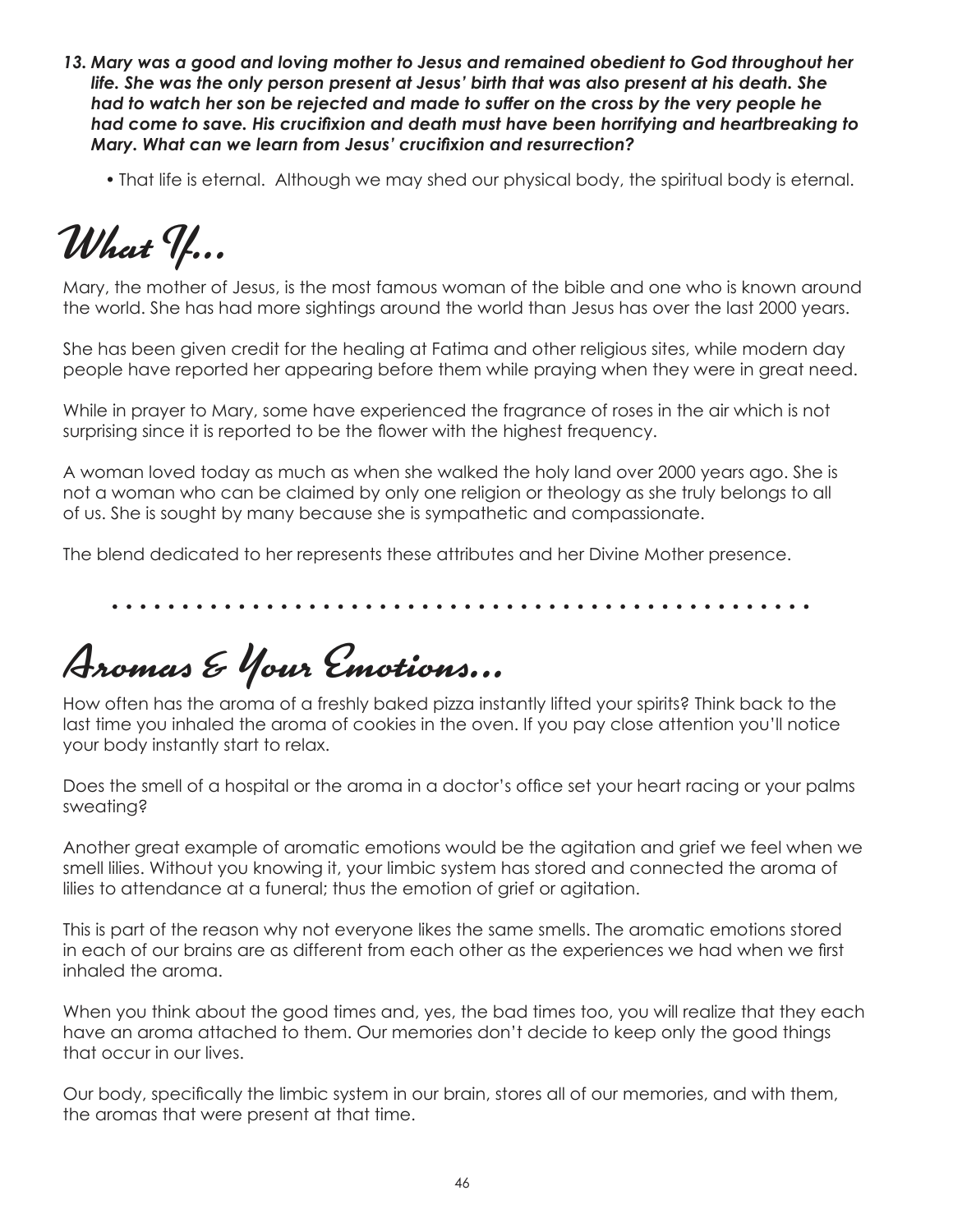***13. Mary was a good and loving mother to Jesus and remained obedient to God throughout her life. She was the only person present at Jesus' birth that was also present at his death. She had to watch her son be rejected and made to suffer on the cross by the very people he had come to save. His crucifixion and death must have been horrifying and heartbreaking to Mary. What can we learn from Jesus' crucifixion and resurrection?***

- That life is eternal. Although we may shed our physical body, the spiritual body is eternal.

# What If...

Mary, the mother of Jesus, is the most famous woman of the bible and one who is known around the world. She has had more sightings around the world than Jesus has over the last 2000 years.

She has been given credit for the healing at Fatima and other religious sites, while modern day people have reported her appearing before them while praying when they were in great need.

While in prayer to Mary, some have experienced the fragrance of roses in the air which is not surprising since it is reported to be the flower with the highest frequency.

A woman loved today as much as when she walked the holy land over 2000 years ago. She is not a woman who can be claimed by only one religion or theology as she truly belongs to all of us. She is sought by many because she is sympathetic and compassionate.

The blend dedicated to her represents these attributes and her Divine Mother presence.

# Aromas & Your Emotions...

How often has the aroma of a freshly baked pizza instantly lifted your spirits? Think back to the last time you inhaled the aroma of cookies in the oven. If you pay close attention you'll notice your body instantly start to relax.

Does the smell of a hospital or the aroma in a doctor's office set your heart racing or your palms sweating?

Another great example of aromatic emotions would be the agitation and grief we feel when we smell lilies. Without you knowing it, your limbic system has stored and connected the aroma of lilies to attendance at a funeral; thus the emotion of grief or agitation.

This is part of the reason why not everyone likes the same smells. The aromatic emotions stored in each of our brains are as different from each other as the experiences we had when we first inhaled the aroma.

When you think about the good times and, yes, the bad times too, you will realize that they each have an aroma attached to them. Our memories don't decide to keep only the good things that occur in our lives.

Our body, specifically the limbic system in our brain, stores all of our memories, and with them, the aromas that were present at that time.